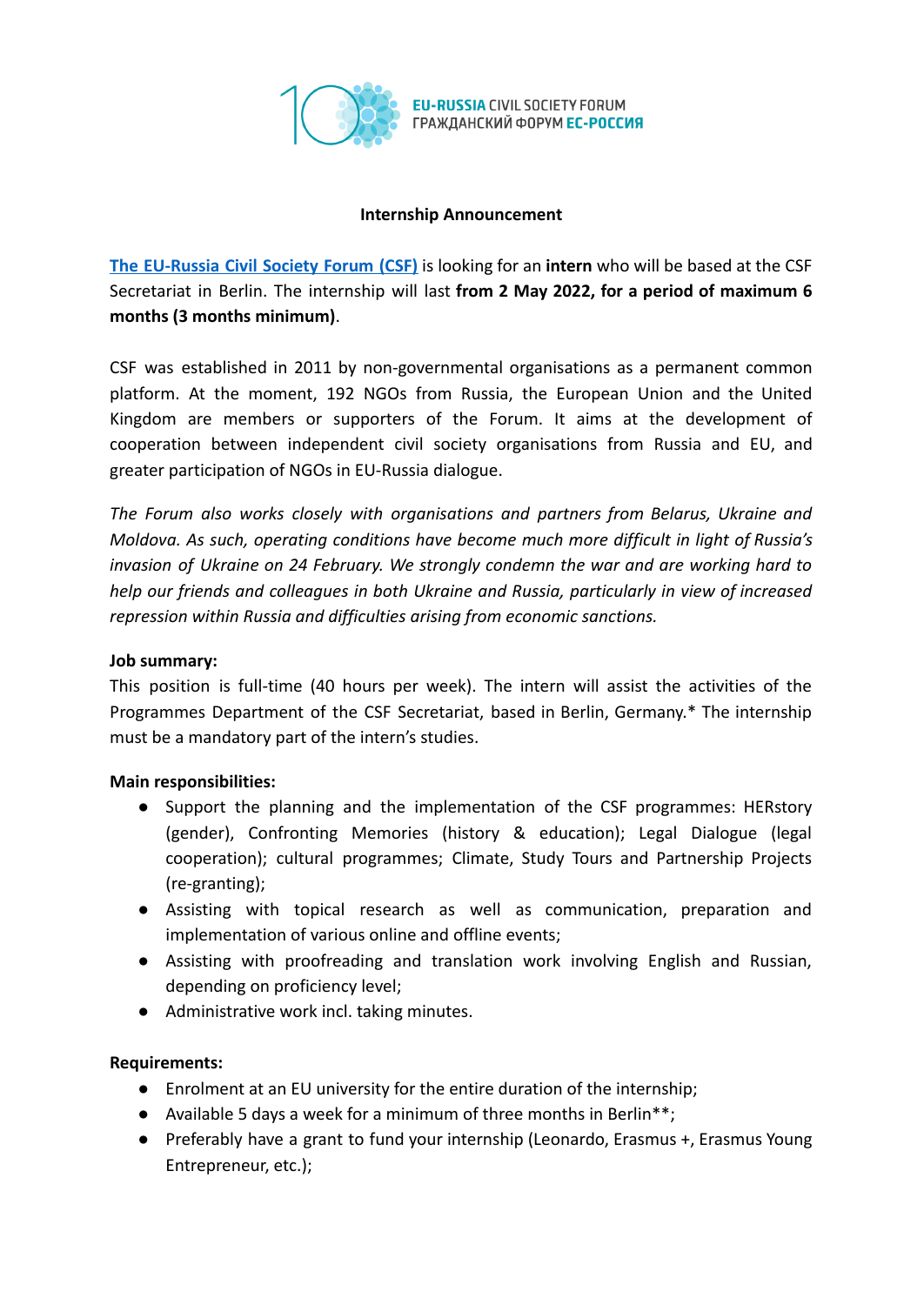EU-RUSSIA CIVIL SOCIETY FORUM
ГРАЖДАНСКИЙ ФОРУМ ЕС-РОССИЯ

# Internship Announcement

[The EU-Russia Civil Society Forum (CSF)](#) is looking for an **intern** who will be based at the CSF Secretariat in Berlin. The internship will last **from 2 May 2022, for a period of maximum 6 months (3 months minimum)**.

CSF was established in 2011 by non-governmental organisations as a permanent common platform. At the moment, 192 NGOs from Russia, the European Union and the United Kingdom are members or supporters of the Forum. It aims at the development of cooperation between independent civil society organisations from Russia and EU, and greater participation of NGOs in EU-Russia dialogue.

*The Forum also works closely with organisations and partners from Belarus, Ukraine and Moldova. As such, operating conditions have become much more difficult in light of Russia's invasion of Ukraine on 24 February. We strongly condemn the war and are working hard to help our friends and colleagues in both Ukraine and Russia, particularly in view of increased repression within Russia and difficulties arising from economic sanctions.*

**Job summary:**
This position is full-time (40 hours per week). The intern will assist the activities of the Programmes Department of the CSF Secretariat, based in Berlin, Germany.* The internship must be a mandatory part of the intern's studies.

**Main responsibilities:**

- Support the planning and the implementation of the CSF programmes: HERstory (gender), Confronting Memories (history & education); Legal Dialogue (legal cooperation); cultural programmes; Climate, Study Tours and Partnership Projects (re-granting);
- Assisting with topical research as well as communication, preparation and implementation of various online and offline events;
- Assisting with proofreading and translation work involving English and Russian, depending on proficiency level;
- Administrative work incl. taking minutes.

**Requirements:**

- Enrolment at an EU university for the entire duration of the internship;
- Available 5 days a week for a minimum of three months in Berlin**;
- Preferably have a grant to fund your internship (Leonardo, Erasmus +, Erasmus Young Entrepreneur, etc.);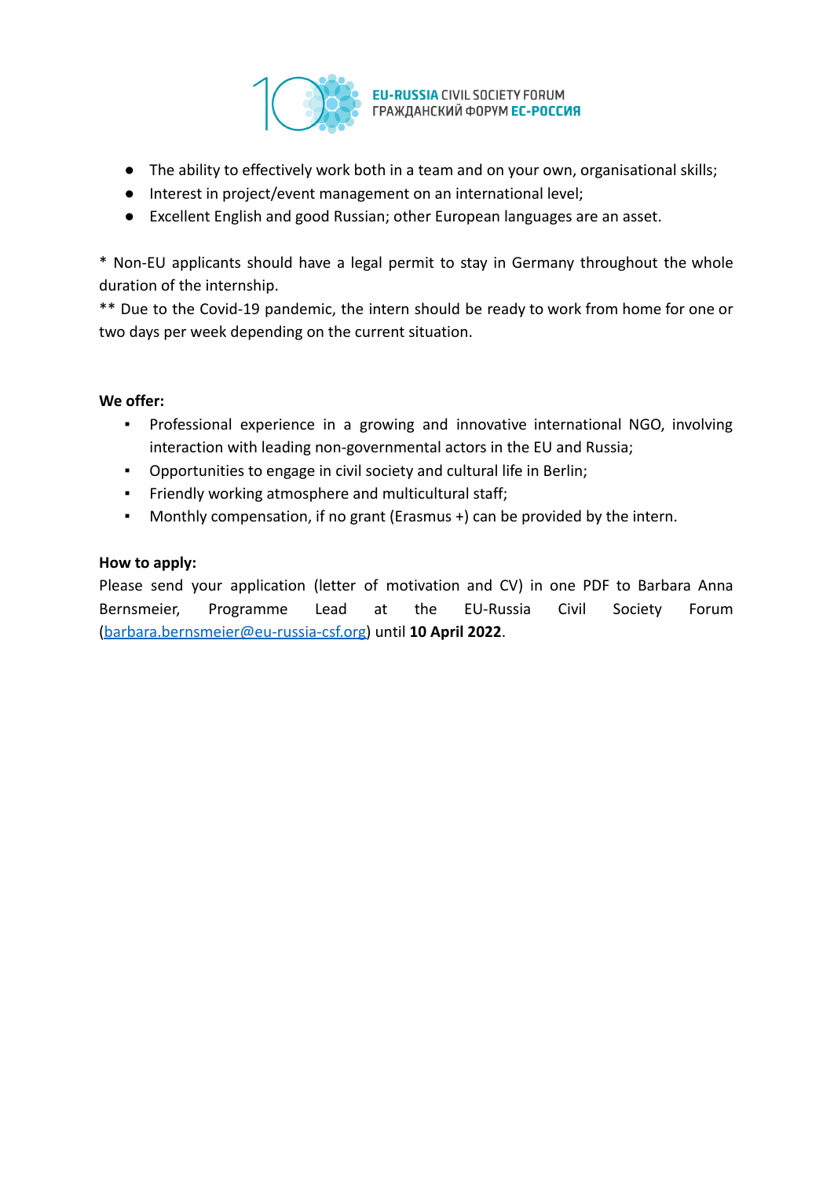- The ability to effectively work both in a team and on your own, organisational skills;
- Interest in project/event management on an international level;
- Excellent English and good Russian; other European languages are an asset.

* Non-EU applicants should have a legal permit to stay in Germany throughout the whole duration of the internship.
** Due to the Covid-19 pandemic, the intern should be ready to work from home for one or two days per week depending on the current situation.

**We offer:**

- Professional experience in a growing and innovative international NGO, involving interaction with leading non-governmental actors in the EU and Russia;
- Opportunities to engage in civil society and cultural life in Berlin;
- Friendly working atmosphere and multicultural staff;
- Monthly compensation, if no grant (Erasmus +) can be provided by the intern.

**How to apply:**
Please send your application (letter of motivation and CV) in one PDF to Barbara Anna Bernsmeier, Programme Lead at the EU-Russia Civil Society Forum (barbara.bernsmeier@eu-russia-csf.org) until **10 April 2022**.